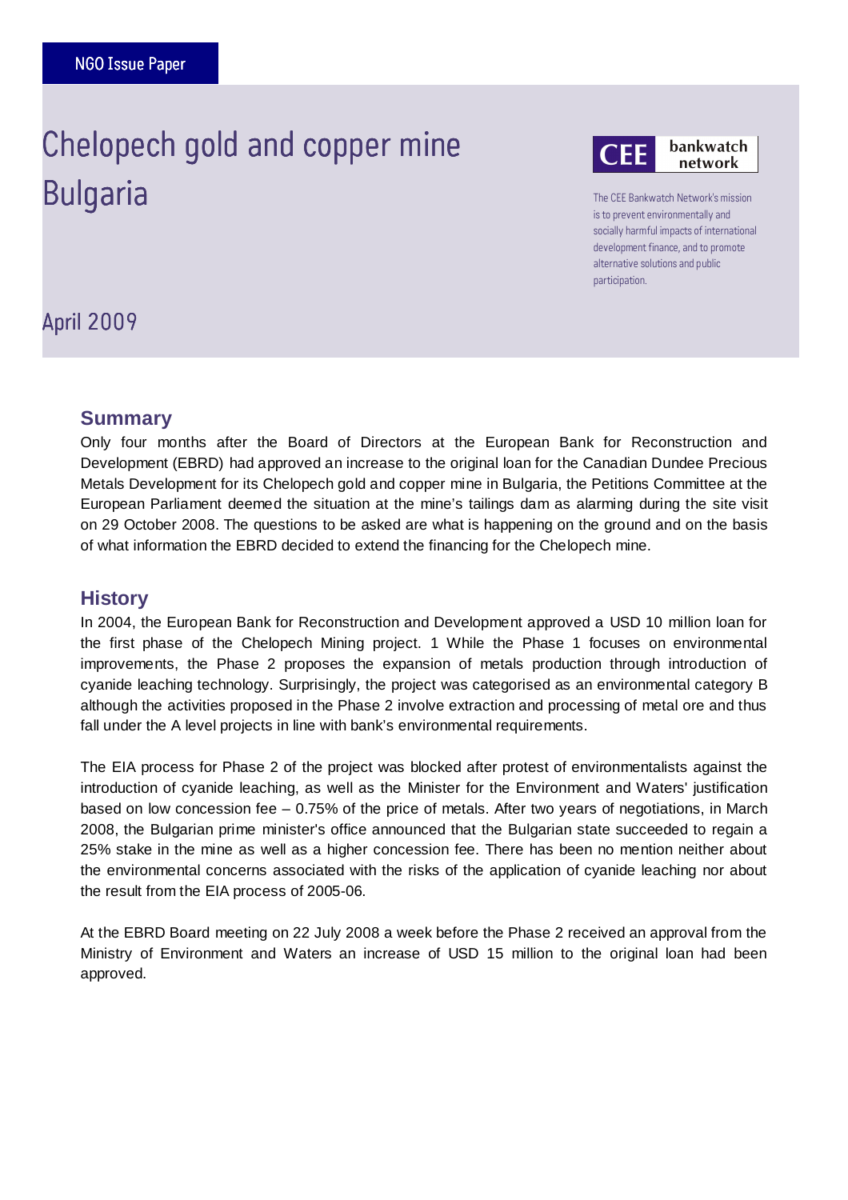NGO Issue Paper

# Chelopech gold and copper mine Bulgaria

CEE bankwatch network

The CEE Bankwatch Network's mission is to prevent environmentally and socially harmful impacts of international development finance, and to promote alternative solutions and public participation.

April 2009

## Summary

Only four months after the Board of Directors at the European Bank for Reconstruction and Development (EBRD) had approved an increase to the original loan for the Canadian Dundee Precious Metals Development for its Chelopech gold and copper mine in Bulgaria, the Petitions Committee at the European Parliament deemed the situation at the mine's tailings dam as alarming during the site visit on 29 October 2008. The questions to be asked are what is happening on the ground and on the basis of what information the EBRD decided to extend the financing for the Chelopech mine.

## History

In 2004, the European Bank for Reconstruction and Development approved a USD 10 million loan for the first phase of the Chelopech Mining project. 1 While the Phase 1 focuses on environmental improvements, the Phase 2 proposes the expansion of metals production through introduction of cyanide leaching technology. Surprisingly, the project was categorised as an environmental category B although the activities proposed in the Phase 2 involve extraction and processing of metal ore and thus fall under the A level projects in line with bank's environmental requirements.

The EIA process for Phase 2 of the project was blocked after protest of environmentalists against the introduction of cyanide leaching, as well as the Minister for the Environment and Waters' justification based on low concession fee – 0.75% of the price of metals. After two years of negotiations, in March 2008, the Bulgarian prime minister's office announced that the Bulgarian state succeeded to regain a 25% stake in the mine as well as a higher concession fee. There has been no mention neither about the environmental concerns associated with the risks of the application of cyanide leaching nor about the result from the EIA process of 2005-06.

At the EBRD Board meeting on 22 July 2008 a week before the Phase 2 received an approval from the Ministry of Environment and Waters an increase of USD 15 million to the original loan had been approved.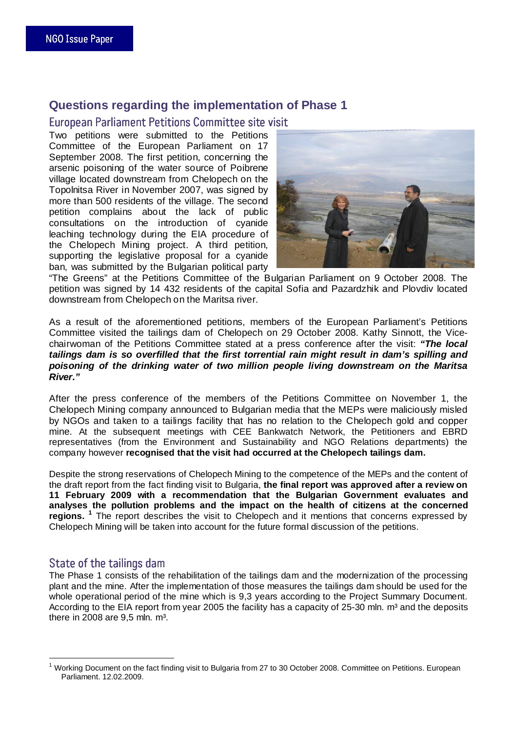NGO Issue Paper

## Questions regarding the implementation of Phase 1

### European Parliament Petitions Committee site visit

Two petitions were submitted to the Petitions Committee of the European Parliament on 17 September 2008. The first petition, concerning the arsenic poisoning of the water source of Poibrene village located downstream from Chelopech on the Topolnitsa River in November 2007, was signed by more than 500 residents of the village. The second petition complains about the lack of public consultations on the introduction of cyanide leaching technology during the EIA procedure of the Chelopech Mining project. A third petition, supporting the legislative proposal for a cyanide ban, was submitted by the Bulgarian political party "The Greens" at the Petitions Committee of the Bulgarian Parliament on 9 October 2008. The petition was signed by 14 432 residents of the capital Sofia and Pazardzhik and Plovdiv located downstream from Chelopech on the Maritsa river.

As a result of the aforementioned petitions, members of the European Parliament's Petitions Committee visited the tailings dam of Chelopech on 29 October 2008. Kathy Sinnott, the Vice-chairwoman of the Petitions Committee stated at a press conference after the visit: ***"The local tailings dam is so overfilled that the first torrential rain might result in dam's spilling and poisoning of the drinking water of two million people living downstream on the Maritsa River."***

After the press conference of the members of the Petitions Committee on November 1, the Chelopech Mining company announced to Bulgarian media that the MEPs were maliciously misled by NGOs and taken to a tailings facility that has no relation to the Chelopech gold and copper mine. At the subsequent meetings with CEE Bankwatch Network, the Petitioners and EBRD representatives (from the Environment and Sustainability and NGO Relations departments) the company however **recognised that the visit had occurred at the Chelopech tailings dam.**

Despite the strong reservations of Chelopech Mining to the competence of the MEPs and the content of the draft report from the fact finding visit to Bulgaria, **the final report was approved after a review on 11 February 2009 with a recommendation that the Bulgarian Government evaluates and analyses the pollution problems and the impact on the health of citizens at the concerned regions.** [1] The report describes the visit to Chelopech and it mentions that concerns expressed by Chelopech Mining will be taken into account for the future formal discussion of the petitions.

### State of the tailings dam

The Phase 1 consists of the rehabilitation of the tailings dam and the modernization of the processing plant and the mine. After the implementation of those measures the tailings dam should be used for the whole operational period of the mine which is 9,3 years according to the Project Summary Document. According to the EIA report from year 2005 the facility has a capacity of 25-30 mln. m³ and the deposits there in 2008 are 9,5 mln. m³.

[1] Working Document on the fact finding visit to Bulgaria from 27 to 30 October 2008. Committee on Petitions. European Parliament. 12.02.2009.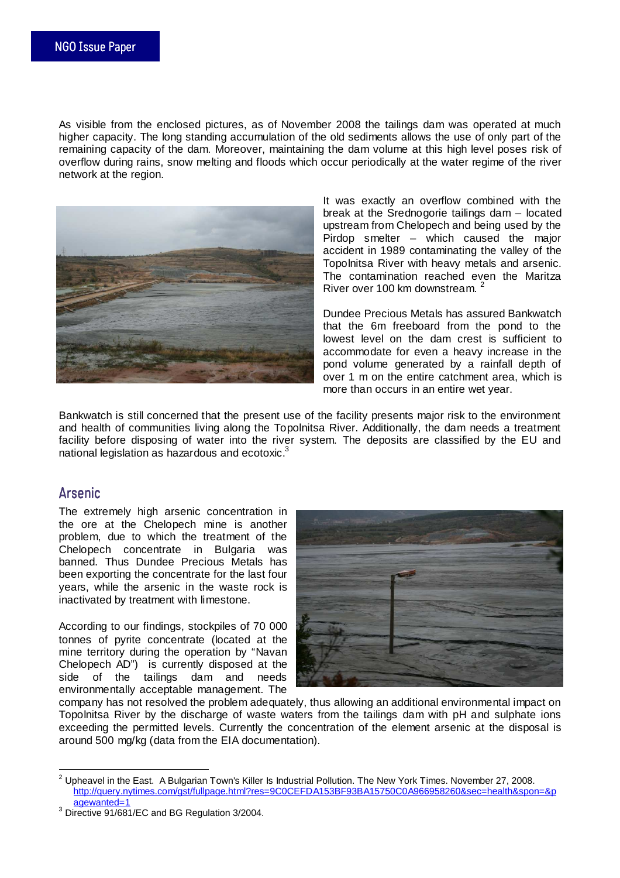As visible from the enclosed pictures, as of November 2008 the tailings dam was operated at much higher capacity. The long standing accumulation of the old sediments allows the use of only part of the remaining capacity of the dam. Moreover, maintaining the dam volume at this high level poses risk of overflow during rains, snow melting and floods which occur periodically at the water regime of the river network at the region.

It was exactly an overflow combined with the break at the Srednogorie tailings dam – located upstream from Chelopech and being used by the Pirdop smelter – which caused the major accident in 1989 contaminating the valley of the Topolnitsa River with heavy metals and arsenic. The contamination reached even the Maritza River over 100 km downstream.[2]

Dundee Precious Metals has assured Bankwatch that the 6m freeboard from the pond to the lowest level on the dam crest is sufficient to accommodate for even a heavy increase in the pond volume generated by a rainfall depth of over 1 m on the entire catchment area, which is more than occurs in an entire wet year.

Bankwatch is still concerned that the present use of the facility presents major risk to the environment and health of communities living along the Topolnitsa River. Additionally, the dam needs a treatment facility before disposing of water into the river system. The deposits are classified by the EU and national legislation as hazardous and ecotoxic.[3]

## Arsenic

The extremely high arsenic concentration in the ore at the Chelopech mine is another problem, due to which the treatment of the Chelopech concentrate in Bulgaria was banned. Thus Dundee Precious Metals has been exporting the concentrate for the last four years, while the arsenic in the waste rock is inactivated by treatment with limestone.

According to our findings, stockpiles of 70 000 tonnes of pyrite concentrate (located at the mine territory during the operation by "Navan Chelopech AD") is currently disposed at the side of the tailings dam and needs environmentally acceptable management. The company has not resolved the problem adequately, thus allowing an additional environmental impact on Topolnitsa River by the discharge of waste waters from the tailings dam with pH and sulphate ions exceeding the permitted levels. Currently the concentration of the element arsenic at the disposal is around 500 mg/kg (data from the EIA documentation).

---

[2] Upheaval in the East. A Bulgarian Town's Killer Is Industrial Pollution. The New York Times. November 27, 2008. http://query.nytimes.com/gst/fullpage.html?res=9C0CEFDA153BF93BA15750C0A966958260&sec=health&spon=&pagewanted=1

[3] Directive 91/681/EC and BG Regulation 3/2004.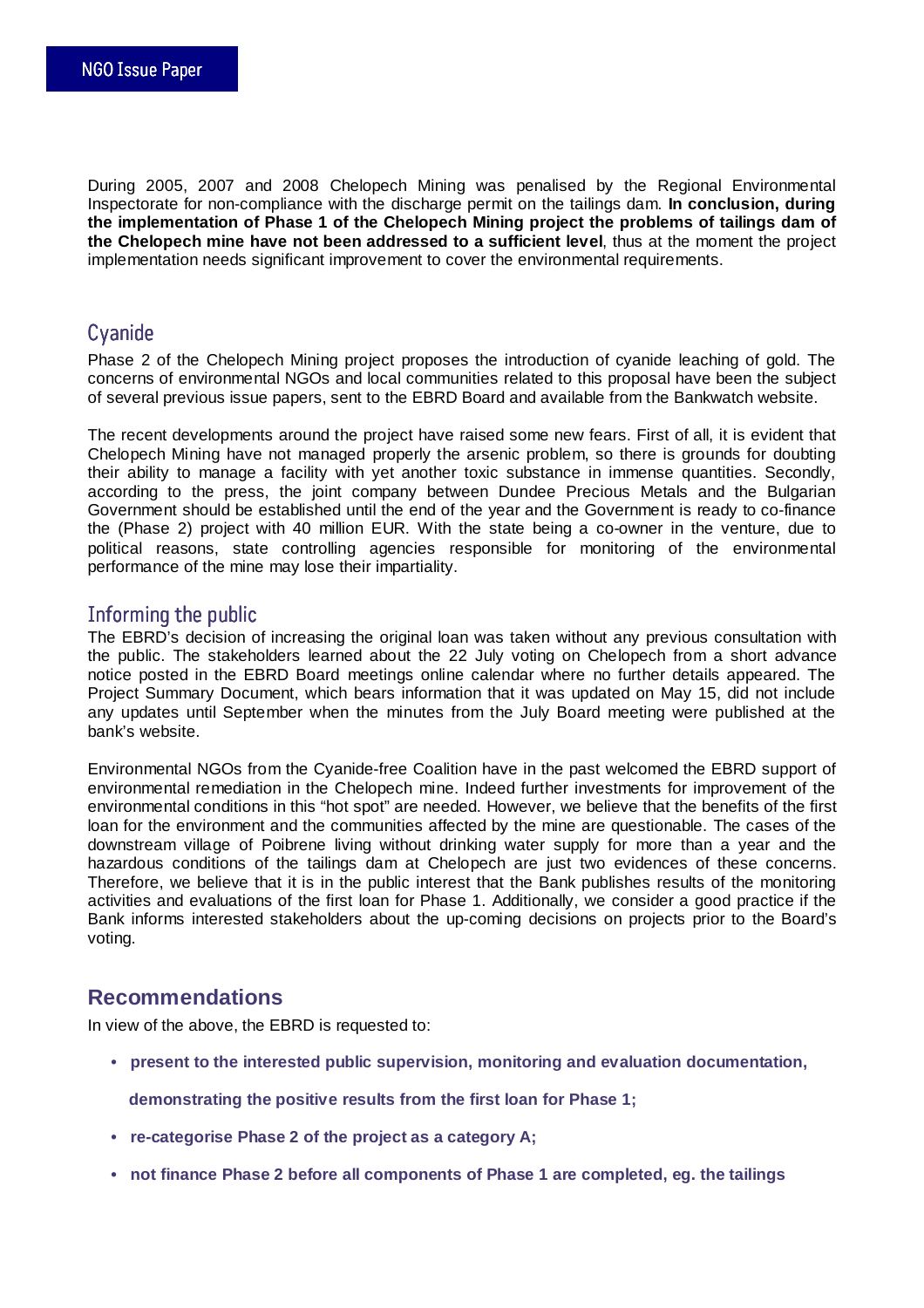During 2005, 2007 and 2008 Chelopech Mining was penalised by the Regional Environmental Inspectorate for non-compliance with the discharge permit on the tailings dam. **In conclusion, during the implementation of Phase 1 of the Chelopech Mining project the problems of tailings dam of the Chelopech mine have not been addressed to a sufficient level**, thus at the moment the project implementation needs significant improvement to cover the environmental requirements.

## Cyanide

Phase 2 of the Chelopech Mining project proposes the introduction of cyanide leaching of gold. The concerns of environmental NGOs and local communities related to this proposal have been the subject of several previous issue papers, sent to the EBRD Board and available from the Bankwatch website.

The recent developments around the project have raised some new fears. First of all, it is evident that Chelopech Mining have not managed properly the arsenic problem, so there is grounds for doubting their ability to manage a facility with yet another toxic substance in immense quantities. Secondly, according to the press, the joint company between Dundee Precious Metals and the Bulgarian Government should be established until the end of the year and the Government is ready to co-finance the (Phase 2) project with 40 million EUR. With the state being a co-owner in the venture, due to political reasons, state controlling agencies responsible for monitoring of the environmental performance of the mine may lose their impartiality.

## Informing the public

The EBRD's decision of increasing the original loan was taken without any previous consultation with the public. The stakeholders learned about the 22 July voting on Chelopech from a short advance notice posted in the EBRD Board meetings online calendar where no further details appeared. The Project Summary Document, which bears information that it was updated on May 15, did not include any updates until September when the minutes from the July Board meeting were published at the bank's website.

Environmental NGOs from the Cyanide-free Coalition have in the past welcomed the EBRD support of environmental remediation in the Chelopech mine. Indeed further investments for improvement of the environmental conditions in this "hot spot" are needed. However, we believe that the benefits of the first loan for the environment and the communities affected by the mine are questionable. The cases of the downstream village of Poibrene living without drinking water supply for more than a year and the hazardous conditions of the tailings dam at Chelopech are just two evidences of these concerns. Therefore, we believe that it is in the public interest that the Bank publishes results of the monitoring activities and evaluations of the first loan for Phase 1. Additionally, we consider a good practice if the Bank informs interested stakeholders about the up-coming decisions on projects prior to the Board's voting.

## Recommendations

In view of the above, the EBRD is requested to:

- **present to the interested public supervision, monitoring and evaluation documentation, demonstrating the positive results from the first loan for Phase 1;**
- **re-categorise Phase 2 of the project as a category A;**
- **not finance Phase 2 before all components of Phase 1 are completed, eg. the tailings**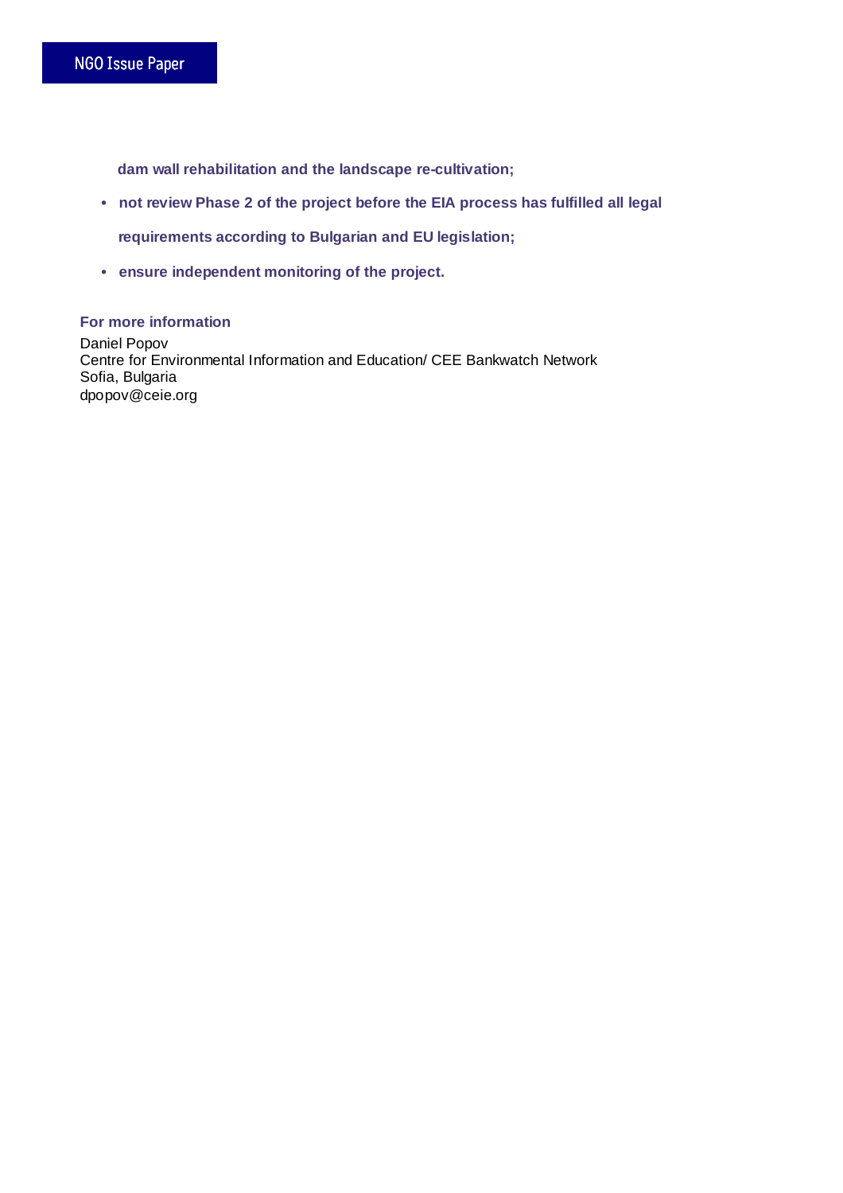**dam wall rehabilitation and the landscape re-cultivation;**

- **not review Phase 2 of the project before the EIA process has fulfilled all legal requirements according to Bulgarian and EU legislation;**
- **ensure independent monitoring of the project.**

**For more information**

Daniel Popov
Centre for Environmental Information and Education/ CEE Bankwatch Network
Sofia, Bulgaria
dpopov@ceie.org